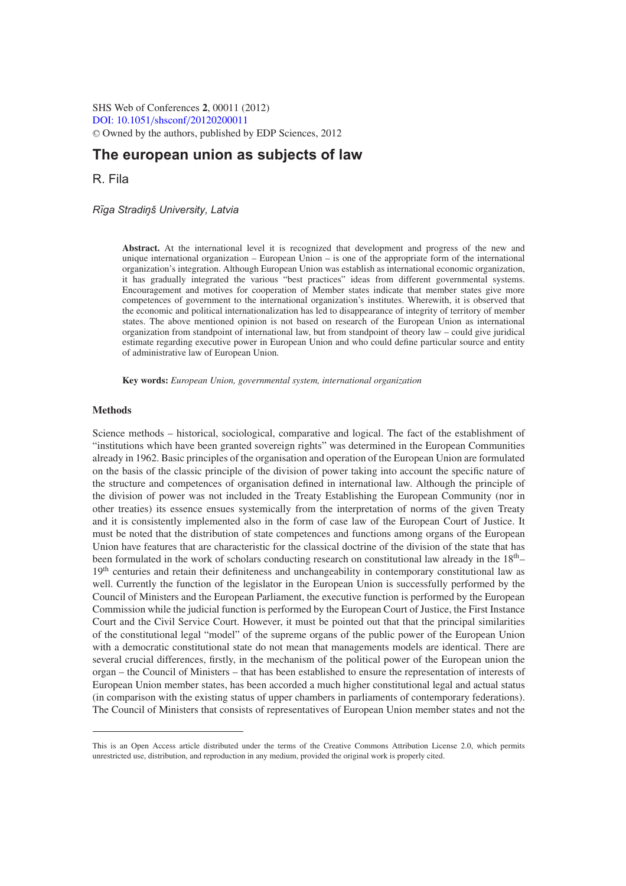SHS Web of Conferences **2**, 00011 (2012)
DOI: 10.1051/shsconf/20120200011
© Owned by the authors, published by EDP Sciences, 2012

# The european union as subjects of law

R. Fila

*Rīga Stradiņš University, Latvia*

**Abstract.** At the international level it is recognized that development and progress of the new and unique international organization – European Union – is one of the appropriate form of the international organization's integration. Although European Union was establish as international economic organization, it has gradually integrated the various "best practices" ideas from different governmental systems. Encouragement and motives for cooperation of Member states indicate that member states give more competences of government to the international organization's institutes. Wherewith, it is observed that the economic and political internationalization has led to disappearance of integrity of territory of member states. The above mentioned opinion is not based on research of the European Union as international organization from standpoint of international law, but from standpoint of theory law – could give juridical estimate regarding executive power in European Union and who could define particular source and entity of administrative law of European Union.

**Key words:** *European Union, governmental system, international organization*

## Methods

Science methods – historical, sociological, comparative and logical. The fact of the establishment of "institutions which have been granted sovereign rights" was determined in the European Communities already in 1962. Basic principles of the organisation and operation of the European Union are formulated on the basis of the classic principle of the division of power taking into account the specific nature of the structure and competences of organisation defined in international law. Although the principle of the division of power was not included in the Treaty Establishing the European Community (nor in other treaties) its essence ensues systemically from the interpretation of norms of the given Treaty and it is consistently implemented also in the form of case law of the European Court of Justice. It must be noted that the distribution of state competences and functions among organs of the European Union have features that are characteristic for the classical doctrine of the division of the state that has been formulated in the work of scholars conducting research on constitutional law already in the 18th–19th centuries and retain their definiteness and unchangeability in contemporary constitutional law as well. Currently the function of the legislator in the European Union is successfully performed by the Council of Ministers and the European Parliament, the executive function is performed by the European Commission while the judicial function is performed by the European Court of Justice, the First Instance Court and the Civil Service Court. However, it must be pointed out that that the principal similarities of the constitutional legal "model" of the supreme organs of the public power of the European Union with a democratic constitutional state do not mean that managements models are identical. There are several crucial differences, firstly, in the mechanism of the political power of the European union the organ – the Council of Ministers – that has been established to ensure the representation of interests of European Union member states, has been accorded a much higher constitutional legal and actual status (in comparison with the existing status of upper chambers in parliaments of contemporary federations). The Council of Ministers that consists of representatives of European Union member states and not the

---

This is an Open Access article distributed under the terms of the Creative Commons Attribution License 2.0, which permits unrestricted use, distribution, and reproduction in any medium, provided the original work is properly cited.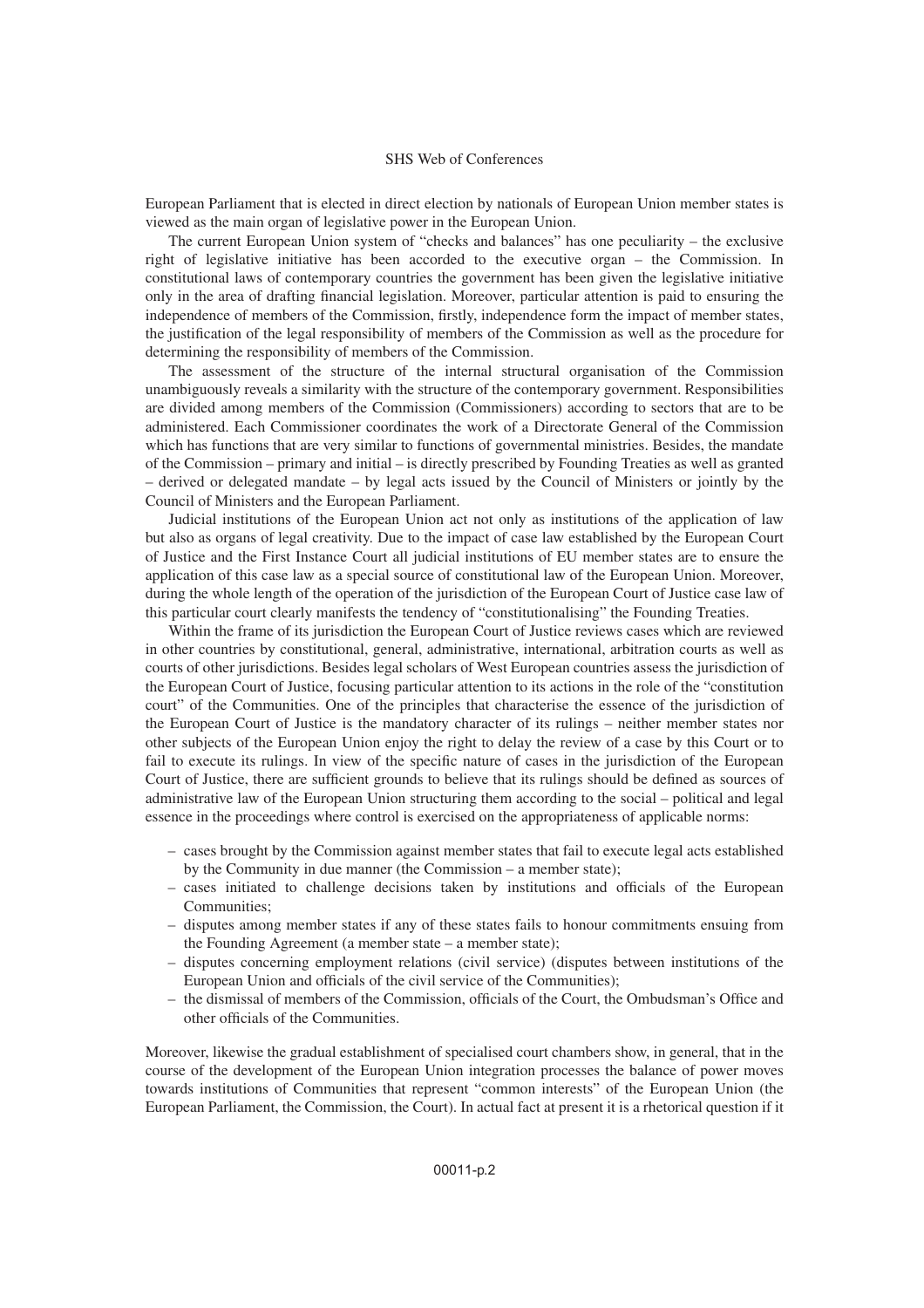European Parliament that is elected in direct election by nationals of European Union member states is viewed as the main organ of legislative power in the European Union.

The current European Union system of "checks and balances" has one peculiarity – the exclusive right of legislative initiative has been accorded to the executive organ – the Commission. In constitutional laws of contemporary countries the government has been given the legislative initiative only in the area of drafting financial legislation. Moreover, particular attention is paid to ensuring the independence of members of the Commission, firstly, independence form the impact of member states, the justification of the legal responsibility of members of the Commission as well as the procedure for determining the responsibility of members of the Commission.

The assessment of the structure of the internal structural organisation of the Commission unambiguously reveals a similarity with the structure of the contemporary government. Responsibilities are divided among members of the Commission (Commissioners) according to sectors that are to be administered. Each Commissioner coordinates the work of a Directorate General of the Commission which has functions that are very similar to functions of governmental ministries. Besides, the mandate of the Commission – primary and initial – is directly prescribed by Founding Treaties as well as granted – derived or delegated mandate – by legal acts issued by the Council of Ministers or jointly by the Council of Ministers and the European Parliament.

Judicial institutions of the European Union act not only as institutions of the application of law but also as organs of legal creativity. Due to the impact of case law established by the European Court of Justice and the First Instance Court all judicial institutions of EU member states are to ensure the application of this case law as a special source of constitutional law of the European Union. Moreover, during the whole length of the operation of the jurisdiction of the European Court of Justice case law of this particular court clearly manifests the tendency of "constitutionalising" the Founding Treaties.

Within the frame of its jurisdiction the European Court of Justice reviews cases which are reviewed in other countries by constitutional, general, administrative, international, arbitration courts as well as courts of other jurisdictions. Besides legal scholars of West European countries assess the jurisdiction of the European Court of Justice, focusing particular attention to its actions in the role of the "constitution court" of the Communities. One of the principles that characterise the essence of the jurisdiction of the European Court of Justice is the mandatory character of its rulings – neither member states nor other subjects of the European Union enjoy the right to delay the review of a case by this Court or to fail to execute its rulings. In view of the specific nature of cases in the jurisdiction of the European Court of Justice, there are sufficient grounds to believe that its rulings should be defined as sources of administrative law of the European Union structuring them according to the social – political and legal essence in the proceedings where control is exercised on the appropriateness of applicable norms:

- cases brought by the Commission against member states that fail to execute legal acts established by the Community in due manner (the Commission – a member state);
- cases initiated to challenge decisions taken by institutions and officials of the European Communities;
- disputes among member states if any of these states fails to honour commitments ensuing from the Founding Agreement (a member state – a member state);
- disputes concerning employment relations (civil service) (disputes between institutions of the European Union and officials of the civil service of the Communities);
- the dismissal of members of the Commission, officials of the Court, the Ombudsman's Office and other officials of the Communities.

Moreover, likewise the gradual establishment of specialised court chambers show, in general, that in the course of the development of the European Union integration processes the balance of power moves towards institutions of Communities that represent "common interests" of the European Union (the European Parliament, the Commission, the Court). In actual fact at present it is a rhetorical question if it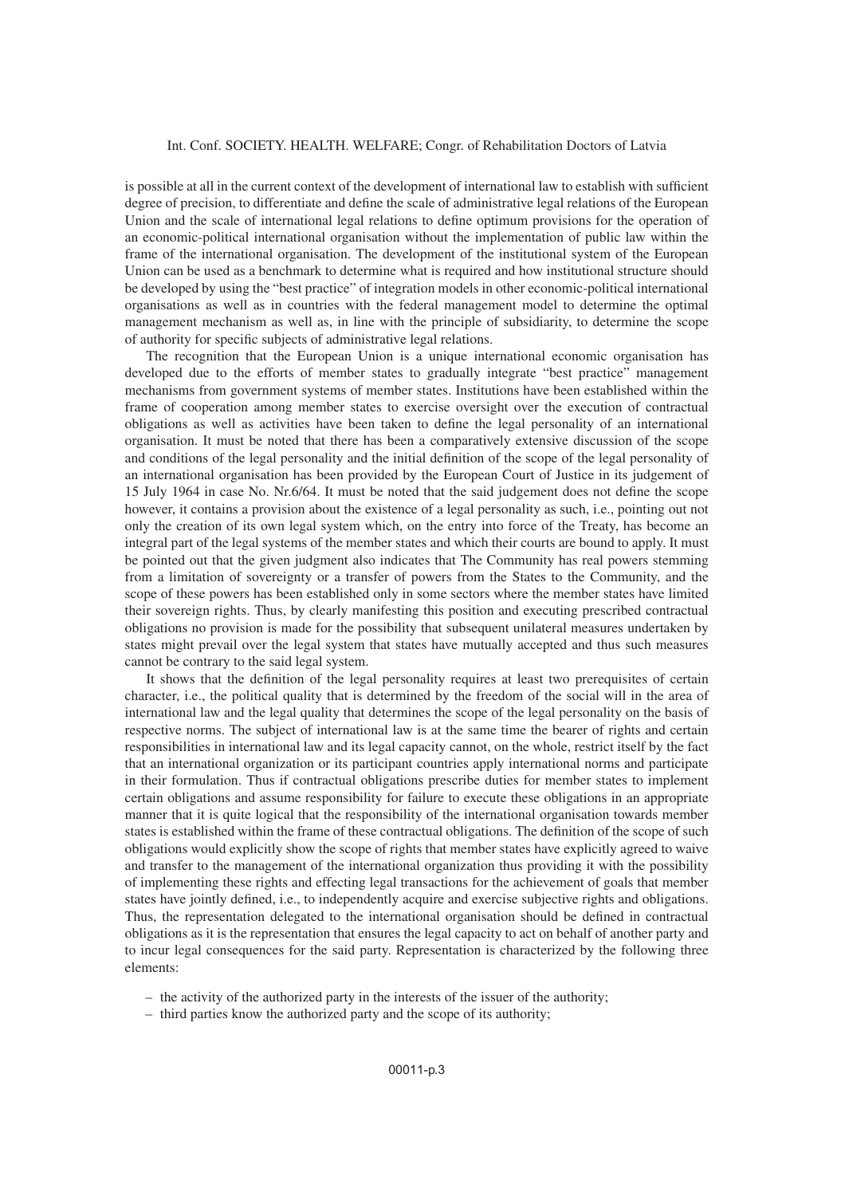is possible at all in the current context of the development of international law to establish with sufficient degree of precision, to differentiate and define the scale of administrative legal relations of the European Union and the scale of international legal relations to define optimum provisions for the operation of an economic-political international organisation without the implementation of public law within the frame of the international organisation. The development of the institutional system of the European Union can be used as a benchmark to determine what is required and how institutional structure should be developed by using the "best practice" of integration models in other economic-political international organisations as well as in countries with the federal management model to determine the optimal management mechanism as well as, in line with the principle of subsidiarity, to determine the scope of authority for specific subjects of administrative legal relations.

The recognition that the European Union is a unique international economic organisation has developed due to the efforts of member states to gradually integrate "best practice" management mechanisms from government systems of member states. Institutions have been established within the frame of cooperation among member states to exercise oversight over the execution of contractual obligations as well as activities have been taken to define the legal personality of an international organisation. It must be noted that there has been a comparatively extensive discussion of the scope and conditions of the legal personality and the initial definition of the scope of the legal personality of an international organisation has been provided by the European Court of Justice in its judgement of 15 July 1964 in case No. Nr.6/64. It must be noted that the said judgement does not define the scope however, it contains a provision about the existence of a legal personality as such, i.e., pointing out not only the creation of its own legal system which, on the entry into force of the Treaty, has become an integral part of the legal systems of the member states and which their courts are bound to apply. It must be pointed out that the given judgment also indicates that The Community has real powers stemming from a limitation of sovereignty or a transfer of powers from the States to the Community, and the scope of these powers has been established only in some sectors where the member states have limited their sovereign rights. Thus, by clearly manifesting this position and executing prescribed contractual obligations no provision is made for the possibility that subsequent unilateral measures undertaken by states might prevail over the legal system that states have mutually accepted and thus such measures cannot be contrary to the said legal system.

It shows that the definition of the legal personality requires at least two prerequisites of certain character, i.e., the political quality that is determined by the freedom of the social will in the area of international law and the legal quality that determines the scope of the legal personality on the basis of respective norms. The subject of international law is at the same time the bearer of rights and certain responsibilities in international law and its legal capacity cannot, on the whole, restrict itself by the fact that an international organization or its participant countries apply international norms and participate in their formulation. Thus if contractual obligations prescribe duties for member states to implement certain obligations and assume responsibility for failure to execute these obligations in an appropriate manner that it is quite logical that the responsibility of the international organisation towards member states is established within the frame of these contractual obligations. The definition of the scope of such obligations would explicitly show the scope of rights that member states have explicitly agreed to waive and transfer to the management of the international organization thus providing it with the possibility of implementing these rights and effecting legal transactions for the achievement of goals that member states have jointly defined, i.e., to independently acquire and exercise subjective rights and obligations. Thus, the representation delegated to the international organisation should be defined in contractual obligations as it is the representation that ensures the legal capacity to act on behalf of another party and to incur legal consequences for the said party. Representation is characterized by the following three elements:

- the activity of the authorized party in the interests of the issuer of the authority;
- third parties know the authorized party and the scope of its authority;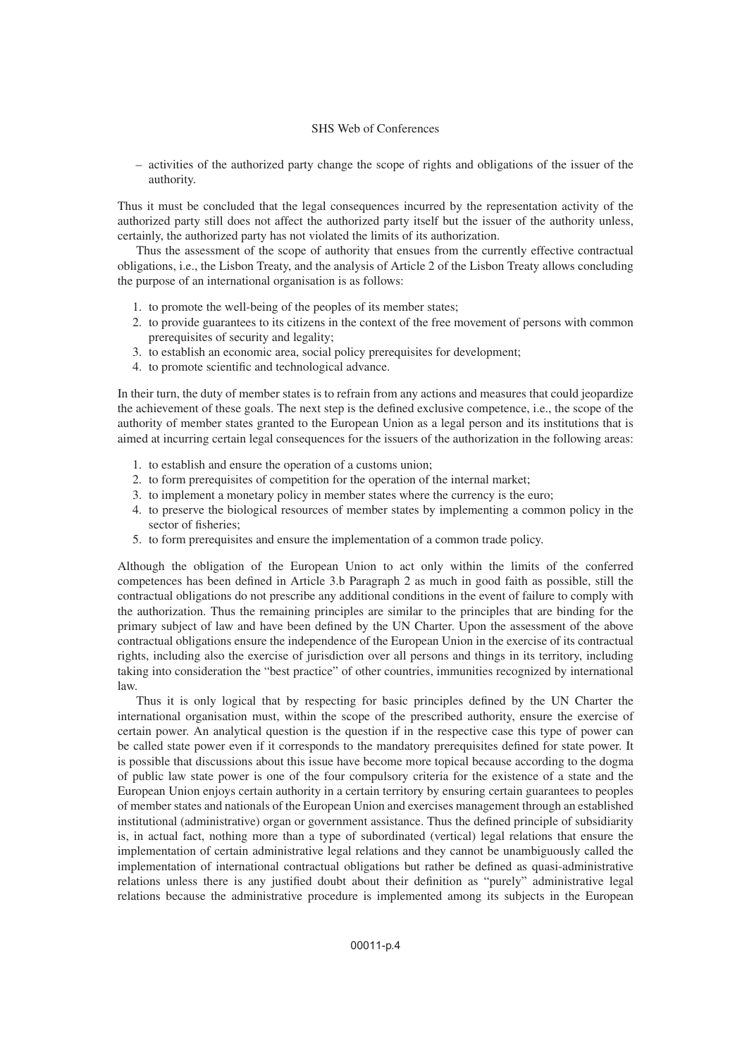- activities of the authorized party change the scope of rights and obligations of the issuer of the authority.

Thus it must be concluded that the legal consequences incurred by the representation activity of the authorized party still does not affect the authorized party itself but the issuer of the authority unless, certainly, the authorized party has not violated the limits of its authorization.

Thus the assessment of the scope of authority that ensues from the currently effective contractual obligations, i.e., the Lisbon Treaty, and the analysis of Article 2 of the Lisbon Treaty allows concluding the purpose of an international organisation is as follows:

1. to promote the well-being of the peoples of its member states;
2. to provide guarantees to its citizens in the context of the free movement of persons with common prerequisites of security and legality;
3. to establish an economic area, social policy prerequisites for development;
4. to promote scientific and technological advance.

In their turn, the duty of member states is to refrain from any actions and measures that could jeopardize the achievement of these goals. The next step is the defined exclusive competence, i.e., the scope of the authority of member states granted to the European Union as a legal person and its institutions that is aimed at incurring certain legal consequences for the issuers of the authorization in the following areas:

1. to establish and ensure the operation of a customs union;
2. to form prerequisites of competition for the operation of the internal market;
3. to implement a monetary policy in member states where the currency is the euro;
4. to preserve the biological resources of member states by implementing a common policy in the sector of fisheries;
5. to form prerequisites and ensure the implementation of a common trade policy.

Although the obligation of the European Union to act only within the limits of the conferred competences has been defined in Article 3.b Paragraph 2 as much in good faith as possible, still the contractual obligations do not prescribe any additional conditions in the event of failure to comply with the authorization. Thus the remaining principles are similar to the principles that are binding for the primary subject of law and have been defined by the UN Charter. Upon the assessment of the above contractual obligations ensure the independence of the European Union in the exercise of its contractual rights, including also the exercise of jurisdiction over all persons and things in its territory, including taking into consideration the "best practice" of other countries, immunities recognized by international law.

Thus it is only logical that by respecting for basic principles defined by the UN Charter the international organisation must, within the scope of the prescribed authority, ensure the exercise of certain power. An analytical question is the question if in the respective case this type of power can be called state power even if it corresponds to the mandatory prerequisites defined for state power. It is possible that discussions about this issue have become more topical because according to the dogma of public law state power is one of the four compulsory criteria for the existence of a state and the European Union enjoys certain authority in a certain territory by ensuring certain guarantees to peoples of member states and nationals of the European Union and exercises management through an established institutional (administrative) organ or government assistance. Thus the defined principle of subsidiarity is, in actual fact, nothing more than a type of subordinated (vertical) legal relations that ensure the implementation of certain administrative legal relations and they cannot be unambiguously called the implementation of international contractual obligations but rather be defined as quasi-administrative relations unless there is any justified doubt about their definition as "purely" administrative legal relations because the administrative procedure is implemented among its subjects in the European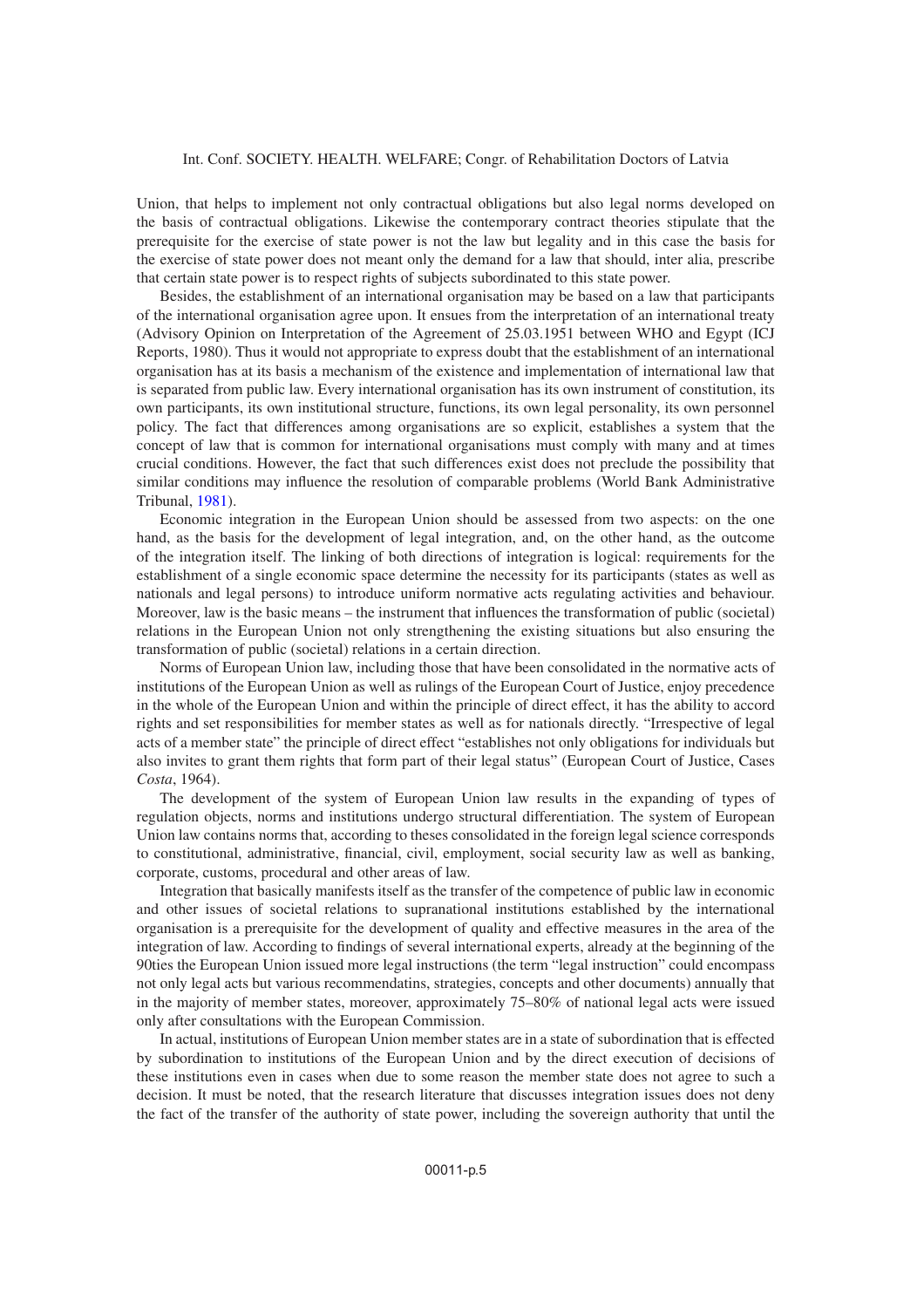Union, that helps to implement not only contractual obligations but also legal norms developed on the basis of contractual obligations. Likewise the contemporary contract theories stipulate that the prerequisite for the exercise of state power is not the law but legality and in this case the basis for the exercise of state power does not meant only the demand for a law that should, inter alia, prescribe that certain state power is to respect rights of subjects subordinated to this state power.

Besides, the establishment of an international organisation may be based on a law that participants of the international organisation agree upon. It ensues from the interpretation of an international treaty (Advisory Opinion on Interpretation of the Agreement of 25.03.1951 between WHO and Egypt (ICJ Reports, 1980). Thus it would not appropriate to express doubt that the establishment of an international organisation has at its basis a mechanism of the existence and implementation of international law that is separated from public law. Every international organisation has its own instrument of constitution, its own participants, its own institutional structure, functions, its own legal personality, its own personnel policy. The fact that differences among organisations are so explicit, establishes a system that the concept of law that is common for international organisations must comply with many and at times crucial conditions. However, the fact that such differences exist does not preclude the possibility that similar conditions may influence the resolution of comparable problems (World Bank Administrative Tribunal, 1981).

Economic integration in the European Union should be assessed from two aspects: on the one hand, as the basis for the development of legal integration, and, on the other hand, as the outcome of the integration itself. The linking of both directions of integration is logical: requirements for the establishment of a single economic space determine the necessity for its participants (states as well as nationals and legal persons) to introduce uniform normative acts regulating activities and behaviour. Moreover, law is the basic means – the instrument that influences the transformation of public (societal) relations in the European Union not only strengthening the existing situations but also ensuring the transformation of public (societal) relations in a certain direction.

Norms of European Union law, including those that have been consolidated in the normative acts of institutions of the European Union as well as rulings of the European Court of Justice, enjoy precedence in the whole of the European Union and within the principle of direct effect, it has the ability to accord rights and set responsibilities for member states as well as for nationals directly. "Irrespective of legal acts of a member state" the principle of direct effect "establishes not only obligations for individuals but also invites to grant them rights that form part of their legal status" (European Court of Justice, Cases *Costa*, 1964).

The development of the system of European Union law results in the expanding of types of regulation objects, norms and institutions undergo structural differentiation. The system of European Union law contains norms that, according to theses consolidated in the foreign legal science corresponds to constitutional, administrative, financial, civil, employment, social security law as well as banking, corporate, customs, procedural and other areas of law.

Integration that basically manifests itself as the transfer of the competence of public law in economic and other issues of societal relations to supranational institutions established by the international organisation is a prerequisite for the development of quality and effective measures in the area of the integration of law. According to findings of several international experts, already at the beginning of the 90ties the European Union issued more legal instructions (the term "legal instruction" could encompass not only legal acts but various recommendatins, strategies, concepts and other documents) annually that in the majority of member states, moreover, approximately 75–80% of national legal acts were issued only after consultations with the European Commission.

In actual, institutions of European Union member states are in a state of subordination that is effected by subordination to institutions of the European Union and by the direct execution of decisions of these institutions even in cases when due to some reason the member state does not agree to such a decision. It must be noted, that the research literature that discusses integration issues does not deny the fact of the transfer of the authority of state power, including the sovereign authority that until the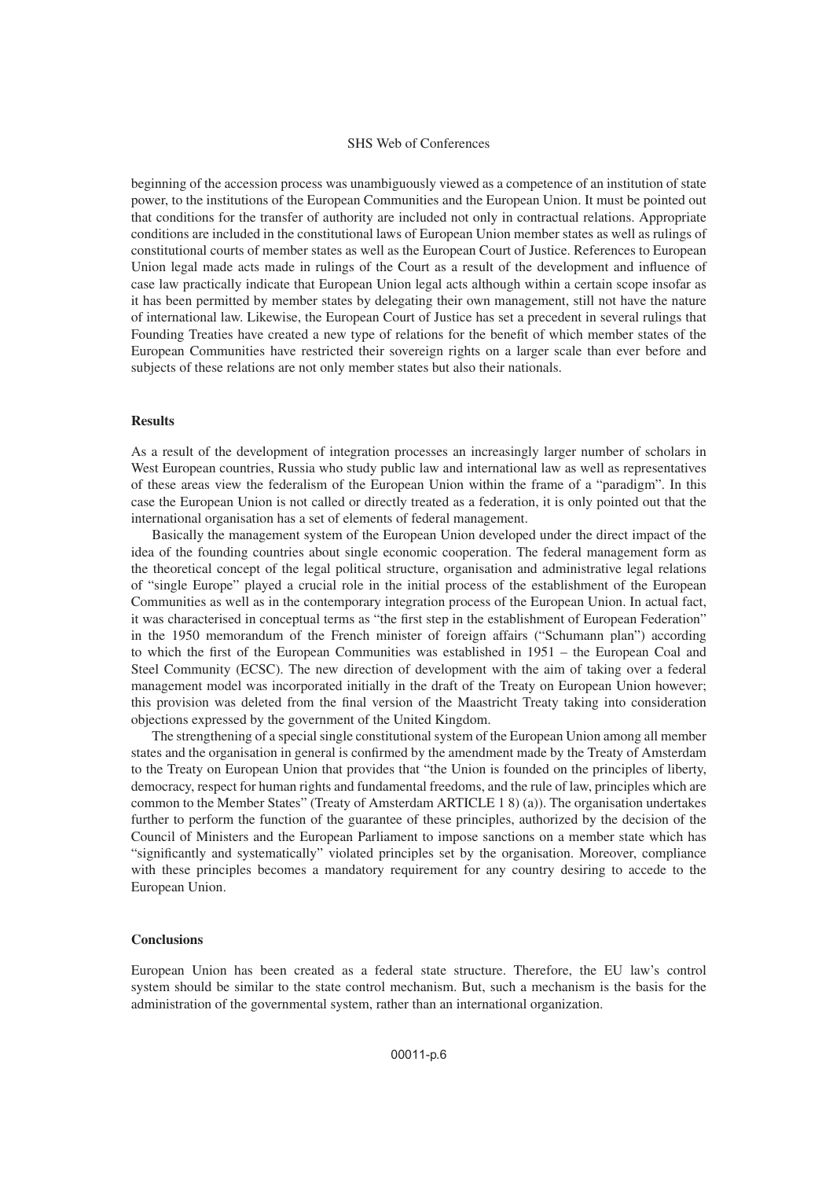beginning of the accession process was unambiguously viewed as a competence of an institution of state power, to the institutions of the European Communities and the European Union. It must be pointed out that conditions for the transfer of authority are included not only in contractual relations. Appropriate conditions are included in the constitutional laws of European Union member states as well as rulings of constitutional courts of member states as well as the European Court of Justice. References to European Union legal made acts made in rulings of the Court as a result of the development and influence of case law practically indicate that European Union legal acts although within a certain scope insofar as it has been permitted by member states by delegating their own management, still not have the nature of international law. Likewise, the European Court of Justice has set a precedent in several rulings that Founding Treaties have created a new type of relations for the benefit of which member states of the European Communities have restricted their sovereign rights on a larger scale than ever before and subjects of these relations are not only member states but also their nationals.

### Results

As a result of the development of integration processes an increasingly larger number of scholars in West European countries, Russia who study public law and international law as well as representatives of these areas view the federalism of the European Union within the frame of a "paradigm". In this case the European Union is not called or directly treated as a federation, it is only pointed out that the international organisation has a set of elements of federal management.

Basically the management system of the European Union developed under the direct impact of the idea of the founding countries about single economic cooperation. The federal management form as the theoretical concept of the legal political structure, organisation and administrative legal relations of "single Europe" played a crucial role in the initial process of the establishment of the European Communities as well as in the contemporary integration process of the European Union. In actual fact, it was characterised in conceptual terms as "the first step in the establishment of European Federation" in the 1950 memorandum of the French minister of foreign affairs ("Schumann plan") according to which the first of the European Communities was established in 1951 – the European Coal and Steel Community (ECSC). The new direction of development with the aim of taking over a federal management model was incorporated initially in the draft of the Treaty on European Union however; this provision was deleted from the final version of the Maastricht Treaty taking into consideration objections expressed by the government of the United Kingdom.

The strengthening of a special single constitutional system of the European Union among all member states and the organisation in general is confirmed by the amendment made by the Treaty of Amsterdam to the Treaty on European Union that provides that "the Union is founded on the principles of liberty, democracy, respect for human rights and fundamental freedoms, and the rule of law, principles which are common to the Member States" (Treaty of Amsterdam ARTICLE 1 8) (a)). The organisation undertakes further to perform the function of the guarantee of these principles, authorized by the decision of the Council of Ministers and the European Parliament to impose sanctions on a member state which has "significantly and systematically" violated principles set by the organisation. Moreover, compliance with these principles becomes a mandatory requirement for any country desiring to accede to the European Union.

### Conclusions

European Union has been created as a federal state structure. Therefore, the EU law's control system should be similar to the state control mechanism. But, such a mechanism is the basis for the administration of the governmental system, rather than an international organization.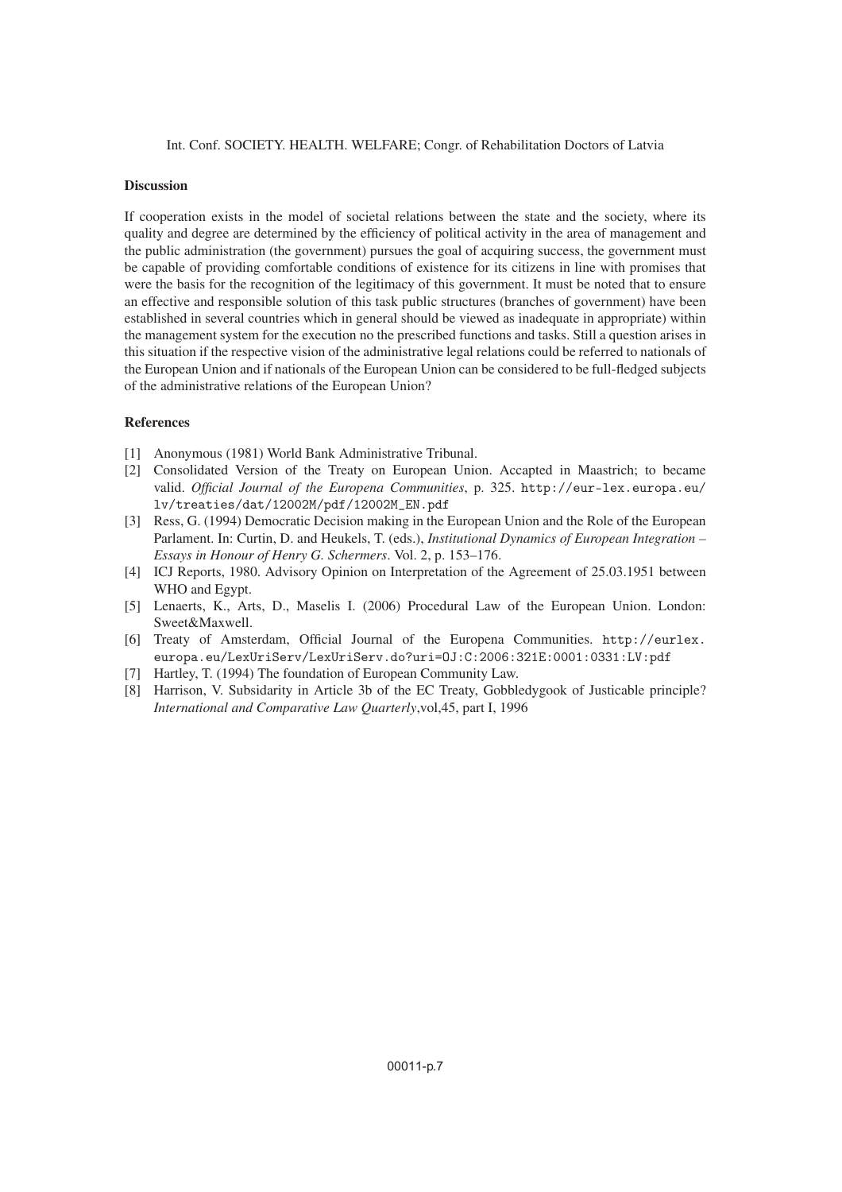### Discussion

If cooperation exists in the model of societal relations between the state and the society, where its quality and degree are determined by the efficiency of political activity in the area of management and the public administration (the government) pursues the goal of acquiring success, the government must be capable of providing comfortable conditions of existence for its citizens in line with promises that were the basis for the recognition of the legitimacy of this government. It must be noted that to ensure an effective and responsible solution of this task public structures (branches of government) have been established in several countries which in general should be viewed as inadequate in appropriate) within the management system for the execution no the prescribed functions and tasks. Still a question arises in this situation if the respective vision of the administrative legal relations could be referred to nationals of the European Union and if nationals of the European Union can be considered to be full-fledged subjects of the administrative relations of the European Union?

### References

[1] Anonymous (1981) World Bank Administrative Tribunal.

[2] Consolidated Version of the Treaty on European Union. Accapted in Maastrich; to became valid. *Official Journal of the Europena Communities*, p. 325. http://eur-lex.europa.eu/lv/treaties/dat/12002M/pdf/12002M_EN.pdf

[3] Ress, G. (1994) Democratic Decision making in the European Union and the Role of the European Parlament. In: Curtin, D. and Heukels, T. (eds.), *Institutional Dynamics of European Integration – Essays in Honour of Henry G. Schermers*. Vol. 2, p. 153–176.

[4] ICJ Reports, 1980. Advisory Opinion on Interpretation of the Agreement of 25.03.1951 between WHO and Egypt.

[5] Lenaerts, K., Arts, D., Maselis I. (2006) Procedural Law of the European Union. London: Sweet&Maxwell.

[6] Treaty of Amsterdam, Official Journal of the Europena Communities. http://eurlex.europa.eu/LexUriServ/LexUriServ.do?uri=OJ:C:2006:321E:0001:0331:LV:pdf

[7] Hartley, T. (1994) The foundation of European Community Law.

[8] Harrison, V. Subsidarity in Article 3b of the EC Treaty, Gobbledygook of Justicable principle? *International and Comparative Law Quarterly*,vol,45, part I, 1996